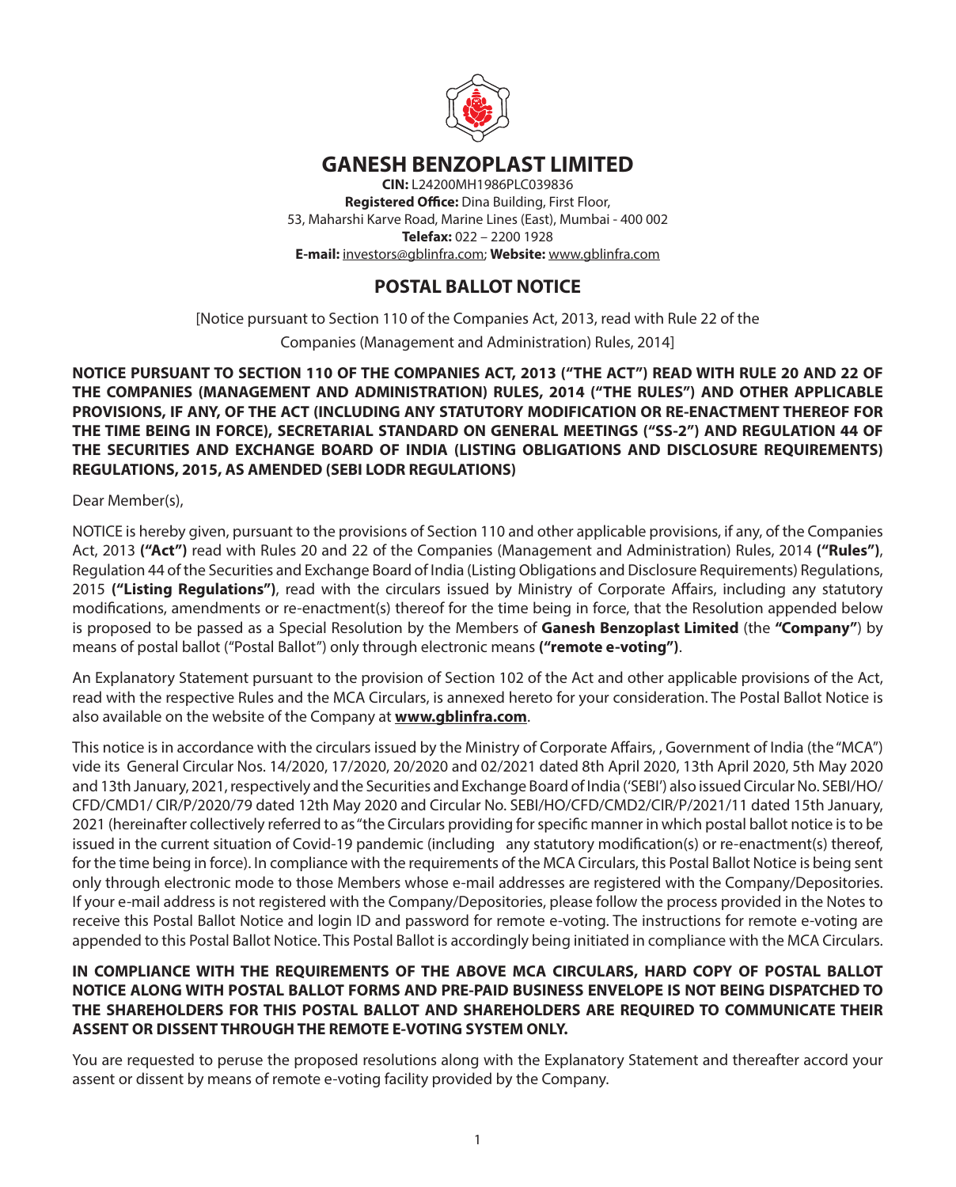# GANESH BENZOPLAST LIMITED

**CIN:** L24200MH1986PLC039836
**Registered Office:** Dina Building, First Floor,
53, Maharshi Karve Road, Marine Lines (East), Mumbai - 400 002
**Telefax:** 022 – 2200 1928
**E-mail:** investors@gblinfra.com; **Website:** www.gblinfra.com

## POSTAL BALLOT NOTICE

[Notice pursuant to Section 110 of the Companies Act, 2013, read with Rule 22 of the Companies (Management and Administration) Rules, 2014]

**NOTICE PURSUANT TO SECTION 110 OF THE COMPANIES ACT, 2013 ("THE ACT") READ WITH RULE 20 AND 22 OF THE COMPANIES (MANAGEMENT AND ADMINISTRATION) RULES, 2014 ("THE RULES") AND OTHER APPLICABLE PROVISIONS, IF ANY, OF THE ACT (INCLUDING ANY STATUTORY MODIFICATION OR RE-ENACTMENT THEREOF FOR THE TIME BEING IN FORCE), SECRETARIAL STANDARD ON GENERAL MEETINGS ("SS-2") AND REGULATION 44 OF THE SECURITIES AND EXCHANGE BOARD OF INDIA (LISTING OBLIGATIONS AND DISCLOSURE REQUIREMENTS) REGULATIONS, 2015, AS AMENDED (SEBI LODR REGULATIONS)**

Dear Member(s),

NOTICE is hereby given, pursuant to the provisions of Section 110 and other applicable provisions, if any, of the Companies Act, 2013 **("Act")** read with Rules 20 and 22 of the Companies (Management and Administration) Rules, 2014 **("Rules")**, Regulation 44 of the Securities and Exchange Board of India (Listing Obligations and Disclosure Requirements) Regulations, 2015 **("Listing Regulations")**, read with the circulars issued by Ministry of Corporate Affairs, including any statutory modifications, amendments or re-enactment(s) thereof for the time being in force, that the Resolution appended below is proposed to be passed as a Special Resolution by the Members of **Ganesh Benzoplast Limited** (the **"Company"**) by means of postal ballot ("Postal Ballot") only through electronic means **("remote e-voting")**.

An Explanatory Statement pursuant to the provision of Section 102 of the Act and other applicable provisions of the Act, read with the respective Rules and the MCA Circulars, is annexed hereto for your consideration. The Postal Ballot Notice is also available on the website of the Company at **www.gblinfra.com**.

This notice is in accordance with the circulars issued by the Ministry of Corporate Affairs, , Government of India (the "MCA") vide its General Circular Nos. 14/2020, 17/2020, 20/2020 and 02/2021 dated 8th April 2020, 13th April 2020, 5th May 2020 and 13th January, 2021, respectively and the Securities and Exchange Board of India ('SEBI') also issued Circular No. SEBI/HO/CFD/CMD1/ CIR/P/2020/79 dated 12th May 2020 and Circular No. SEBI/HO/CFD/CMD2/CIR/P/2021/11 dated 15th January, 2021 (hereinafter collectively referred to as "the Circulars providing for specific manner in which postal ballot notice is to be issued in the current situation of Covid-19 pandemic (including any statutory modification(s) or re-enactment(s) thereof, for the time being in force). In compliance with the requirements of the MCA Circulars, this Postal Ballot Notice is being sent only through electronic mode to those Members whose e-mail addresses are registered with the Company/Depositories. If your e-mail address is not registered with the Company/Depositories, please follow the process provided in the Notes to receive this Postal Ballot Notice and login ID and password for remote e-voting. The instructions for remote e-voting are appended to this Postal Ballot Notice. This Postal Ballot is accordingly being initiated in compliance with the MCA Circulars.

**IN COMPLIANCE WITH THE REQUIREMENTS OF THE ABOVE MCA CIRCULARS, HARD COPY OF POSTAL BALLOT NOTICE ALONG WITH POSTAL BALLOT FORMS AND PRE-PAID BUSINESS ENVELOPE IS NOT BEING DISPATCHED TO THE SHAREHOLDERS FOR THIS POSTAL BALLOT AND SHAREHOLDERS ARE REQUIRED TO COMMUNICATE THEIR ASSENT OR DISSENT THROUGH THE REMOTE E-VOTING SYSTEM ONLY.**

You are requested to peruse the proposed resolutions along with the Explanatory Statement and thereafter accord your assent or dissent by means of remote e-voting facility provided by the Company.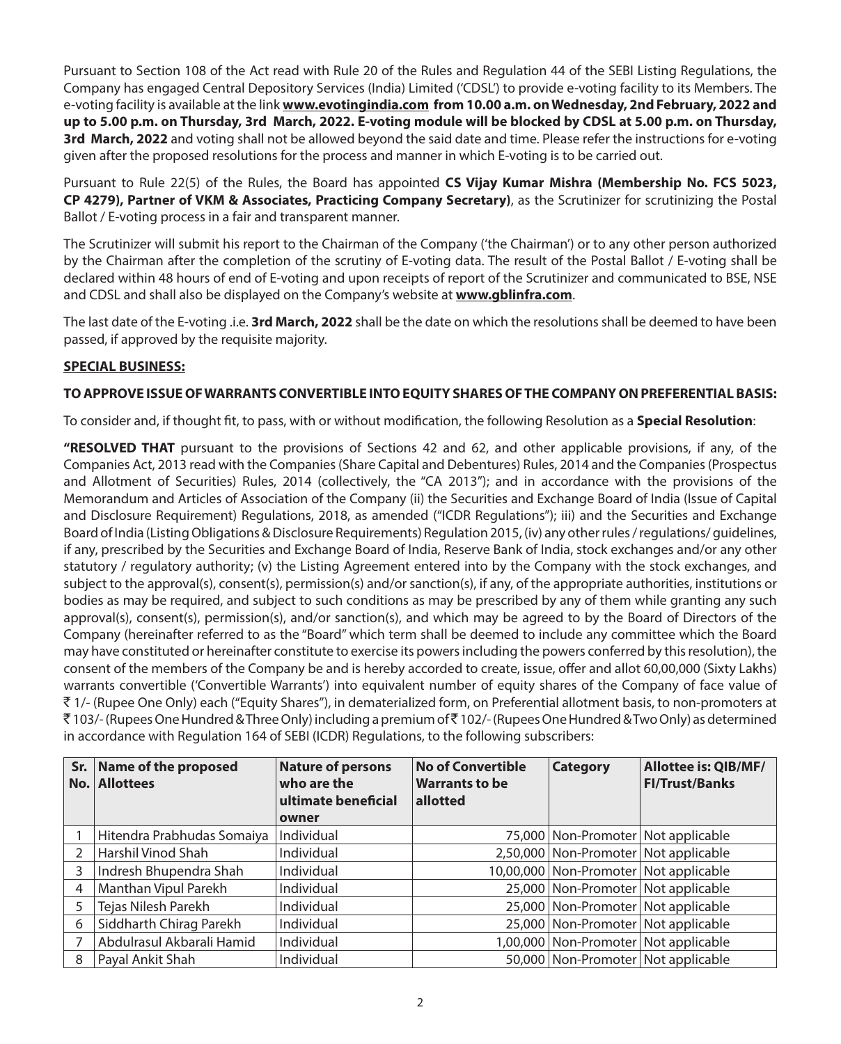Pursuant to Section 108 of the Act read with Rule 20 of the Rules and Regulation 44 of the SEBI Listing Regulations, the Company has engaged Central Depository Services (India) Limited ('CDSL') to provide e-voting facility to its Members. The e-voting facility is available at the link **www.evotingindia.com from 10.00 a.m. on Wednesday, 2nd February, 2022 and up to 5.00 p.m. on Thursday, 3rd March, 2022. E-voting module will be blocked by CDSL at 5.00 p.m. on Thursday, 3rd March, 2022** and voting shall not be allowed beyond the said date and time. Please refer the instructions for e-voting given after the proposed resolutions for the process and manner in which E-voting is to be carried out.

Pursuant to Rule 22(5) of the Rules, the Board has appointed **CS Vijay Kumar Mishra (Membership No. FCS 5023, CP 4279), Partner of VKM & Associates, Practicing Company Secretary)**, as the Scrutinizer for scrutinizing the Postal Ballot / E-voting process in a fair and transparent manner.

The Scrutinizer will submit his report to the Chairman of the Company ('the Chairman') or to any other person authorized by the Chairman after the completion of the scrutiny of E-voting data. The result of the Postal Ballot / E-voting shall be declared within 48 hours of end of E-voting and upon receipts of report of the Scrutinizer and communicated to BSE, NSE and CDSL and shall also be displayed on the Company's website at **www.gblinfra.com**.

The last date of the E-voting .i.e. **3rd March, 2022** shall be the date on which the resolutions shall be deemed to have been passed, if approved by the requisite majority.

**SPECIAL BUSINESS:**

**TO APPROVE ISSUE OF WARRANTS CONVERTIBLE INTO EQUITY SHARES OF THE COMPANY ON PREFERENTIAL BASIS:**

To consider and, if thought fit, to pass, with or without modification, the following Resolution as a **Special Resolution**:

**"RESOLVED THAT** pursuant to the provisions of Sections 42 and 62, and other applicable provisions, if any, of the Companies Act, 2013 read with the Companies (Share Capital and Debentures) Rules, 2014 and the Companies (Prospectus and Allotment of Securities) Rules, 2014 (collectively, the "CA 2013"); and in accordance with the provisions of the Memorandum and Articles of Association of the Company (ii) the Securities and Exchange Board of India (Issue of Capital and Disclosure Requirement) Regulations, 2018, as amended ("ICDR Regulations"); iii) and the Securities and Exchange Board of India (Listing Obligations & Disclosure Requirements) Regulation 2015, (iv) any other rules / regulations/ guidelines, if any, prescribed by the Securities and Exchange Board of India, Reserve Bank of India, stock exchanges and/or any other statutory / regulatory authority; (v) the Listing Agreement entered into by the Company with the stock exchanges, and subject to the approval(s), consent(s), permission(s) and/or sanction(s), if any, of the appropriate authorities, institutions or bodies as may be required, and subject to such conditions as may be prescribed by any of them while granting any such approval(s), consent(s), permission(s), and/or sanction(s), and which may be agreed to by the Board of Directors of the Company (hereinafter referred to as the "Board" which term shall be deemed to include any committee which the Board may have constituted or hereinafter constitute to exercise its powers including the powers conferred by this resolution), the consent of the members of the Company be and is hereby accorded to create, issue, offer and allot 60,00,000 (Sixty Lakhs) warrants convertible ('Convertible Warrants') into equivalent number of equity shares of the Company of face value of ₹ 1/- (Rupee One Only) each ("Equity Shares"), in dematerialized form, on Preferential allotment basis, to non-promoters at ₹ 103/- (Rupees One Hundred & Three Only) including a premium of ₹ 102/- (Rupees One Hundred & Two Only) as determined in accordance with Regulation 164 of SEBI (ICDR) Regulations, to the following subscribers:

| Sr. No. | Name of the proposed Allottees | Nature of persons who are the ultimate beneficial owner | No of Convertible Warrants to be allotted | Category | Allottee is: QIB/MF/ FI/Trust/Banks |
|---|---|---|---|---|---|
| 1 | Hitendra Prabhudas Somaiya | Individual | 75,000 | Non-Promoter | Not applicable |
| 2 | Harshil Vinod Shah | Individual | 2,50,000 | Non-Promoter | Not applicable |
| 3 | Indresh Bhupendra Shah | Individual | 10,00,000 | Non-Promoter | Not applicable |
| 4 | Manthan Vipul Parekh | Individual | 25,000 | Non-Promoter | Not applicable |
| 5 | Tejas Nilesh Parekh | Individual | 25,000 | Non-Promoter | Not applicable |
| 6 | Siddharth Chirag Parekh | Individual | 25,000 | Non-Promoter | Not applicable |
| 7 | Abdulrasul Akbarali Hamid | Individual | 1,00,000 | Non-Promoter | Not applicable |
| 8 | Payal Ankit Shah | Individual | 50,000 | Non-Promoter | Not applicable |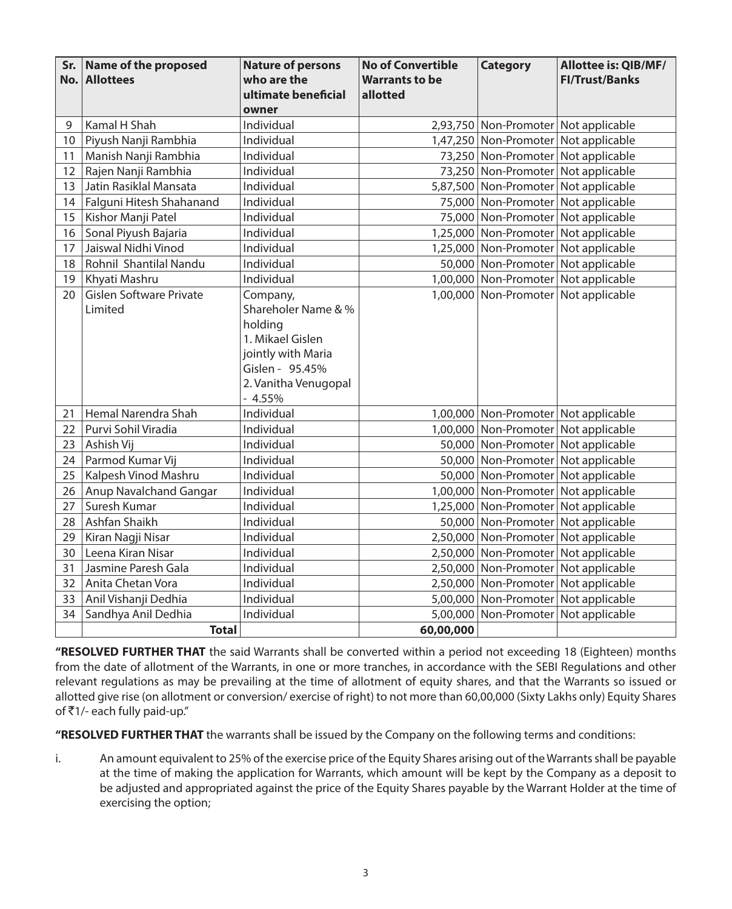| Sr. No. | Name of the proposed Allottees | Nature of persons who are the ultimate beneficial owner | No of Convertible Warrants to be allotted | Category | Allottee is: QIB/MF/ FI/Trust/Banks |
|---|---|---|---|---|---|
| 9 | Kamal H Shah | Individual | 2,93,750 | Non-Promoter | Not applicable |
| 10 | Piyush Nanji Rambhia | Individual | 1,47,250 | Non-Promoter | Not applicable |
| 11 | Manish Nanji Rambhia | Individual | 73,250 | Non-Promoter | Not applicable |
| 12 | Rajen Nanji Rambhia | Individual | 73,250 | Non-Promoter | Not applicable |
| 13 | Jatin Rasiklal Mansata | Individual | 5,87,500 | Non-Promoter | Not applicable |
| 14 | Falguni Hitesh Shahanand | Individual | 75,000 | Non-Promoter | Not applicable |
| 15 | Kishor Manji Patel | Individual | 75,000 | Non-Promoter | Not applicable |
| 16 | Sonal Piyush Bajaria | Individual | 1,25,000 | Non-Promoter | Not applicable |
| 17 | Jaiswal Nidhi Vinod | Individual | 1,25,000 | Non-Promoter | Not applicable |
| 18 | Rohnil Shantilal Nandu | Individual | 50,000 | Non-Promoter | Not applicable |
| 19 | Khyati Mashru | Individual | 1,00,000 | Non-Promoter | Not applicable |
| 20 | Gislen Software Private Limited | Company, Shareholer Name & % holding 1. Mikael Gislen jointly with Maria Gislen - 95.45% 2. Vanitha Venugopal - 4.55% | 1,00,000 | Non-Promoter | Not applicable |
| 21 | Hemal Narendra Shah | Individual | 1,00,000 | Non-Promoter | Not applicable |
| 22 | Purvi Sohil Viradia | Individual | 1,00,000 | Non-Promoter | Not applicable |
| 23 | Ashish Vij | Individual | 50,000 | Non-Promoter | Not applicable |
| 24 | Parmod Kumar Vij | Individual | 50,000 | Non-Promoter | Not applicable |
| 25 | Kalpesh Vinod Mashru | Individual | 50,000 | Non-Promoter | Not applicable |
| 26 | Anup Navalchand Gangar | Individual | 1,00,000 | Non-Promoter | Not applicable |
| 27 | Suresh Kumar | Individual | 1,25,000 | Non-Promoter | Not applicable |
| 28 | Ashfan Shaikh | Individual | 50,000 | Non-Promoter | Not applicable |
| 29 | Kiran Nagji Nisar | Individual | 2,50,000 | Non-Promoter | Not applicable |
| 30 | Leena Kiran Nisar | Individual | 2,50,000 | Non-Promoter | Not applicable |
| 31 | Jasmine Paresh Gala | Individual | 2,50,000 | Non-Promoter | Not applicable |
| 32 | Anita Chetan Vora | Individual | 2,50,000 | Non-Promoter | Not applicable |
| 33 | Anil Vishanji Dedhia | Individual | 5,00,000 | Non-Promoter | Not applicable |
| 34 | Sandhya Anil Dedhia | Individual | 5,00,000 | Non-Promoter | Not applicable |
| | **Total** | | **60,00,000** | | |

**"RESOLVED FURTHER THAT** the said Warrants shall be converted within a period not exceeding 18 (Eighteen) months from the date of allotment of the Warrants, in one or more tranches, in accordance with the SEBI Regulations and other relevant regulations as may be prevailing at the time of allotment of equity shares, and that the Warrants so issued or allotted give rise (on allotment or conversion/ exercise of right) to not more than 60,00,000 (Sixty Lakhs only) Equity Shares of ₹1/- each fully paid-up."

**"RESOLVED FURTHER THAT** the warrants shall be issued by the Company on the following terms and conditions:

i. An amount equivalent to 25% of the exercise price of the Equity Shares arising out of the Warrants shall be payable at the time of making the application for Warrants, which amount will be kept by the Company as a deposit to be adjusted and appropriated against the price of the Equity Shares payable by the Warrant Holder at the time of exercising the option;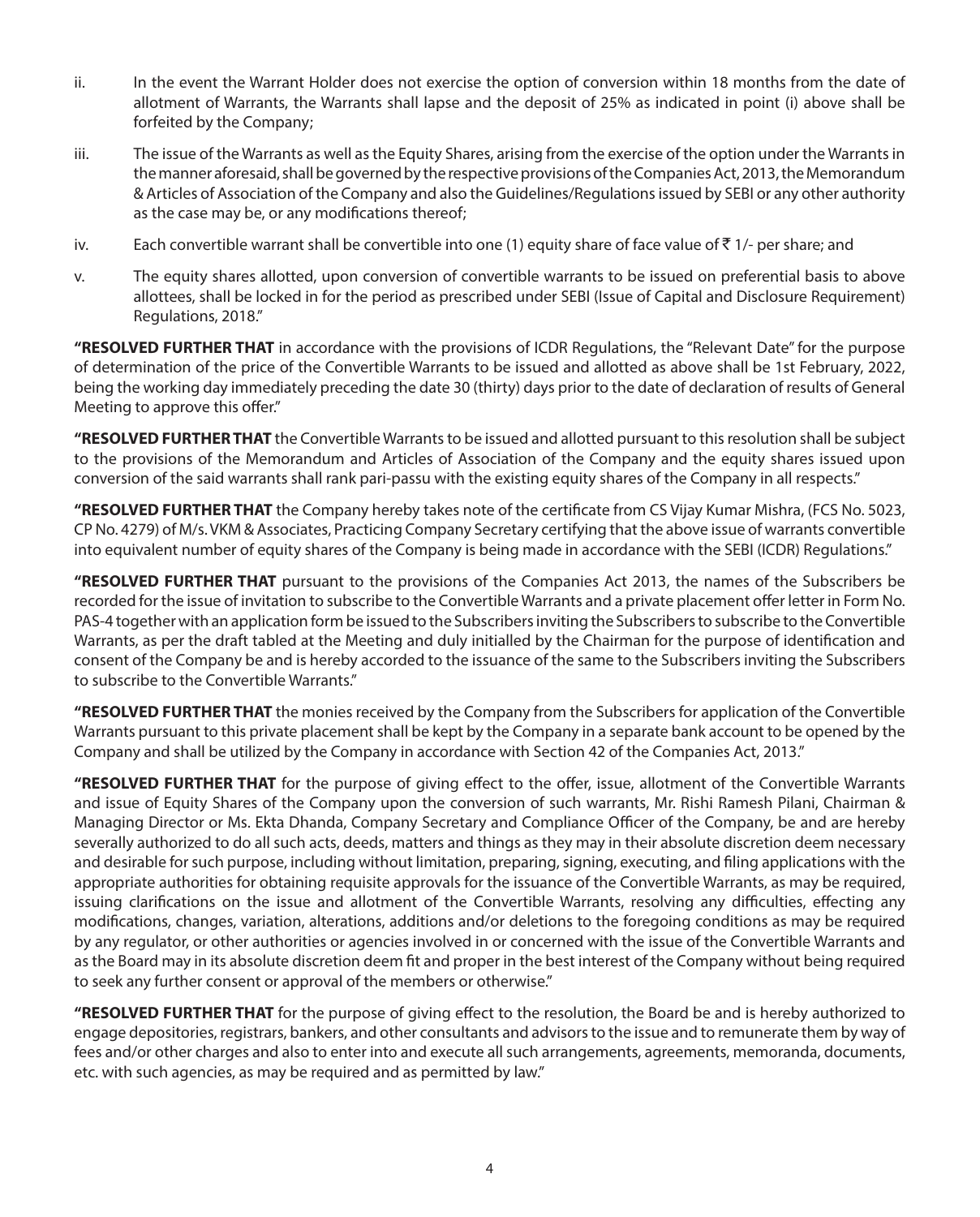ii. In the event the Warrant Holder does not exercise the option of conversion within 18 months from the date of allotment of Warrants, the Warrants shall lapse and the deposit of 25% as indicated in point (i) above shall be forfeited by the Company;

iii. The issue of the Warrants as well as the Equity Shares, arising from the exercise of the option under the Warrants in the manner aforesaid, shall be governed by the respective provisions of the Companies Act, 2013, the Memorandum & Articles of Association of the Company and also the Guidelines/Regulations issued by SEBI or any other authority as the case may be, or any modifications thereof;

iv. Each convertible warrant shall be convertible into one (1) equity share of face value of ₹ 1/- per share; and

v. The equity shares allotted, upon conversion of convertible warrants to be issued on preferential basis to above allottees, shall be locked in for the period as prescribed under SEBI (Issue of Capital and Disclosure Requirement) Regulations, 2018."

**"RESOLVED FURTHER THAT** in accordance with the provisions of ICDR Regulations, the "Relevant Date" for the purpose of determination of the price of the Convertible Warrants to be issued and allotted as above shall be 1st February, 2022, being the working day immediately preceding the date 30 (thirty) days prior to the date of declaration of results of General Meeting to approve this offer."

**"RESOLVED FURTHER THAT** the Convertible Warrants to be issued and allotted pursuant to this resolution shall be subject to the provisions of the Memorandum and Articles of Association of the Company and the equity shares issued upon conversion of the said warrants shall rank pari-passu with the existing equity shares of the Company in all respects."

**"RESOLVED FURTHER THAT** the Company hereby takes note of the certificate from CS Vijay Kumar Mishra, (FCS No. 5023, CP No. 4279) of M/s. VKM & Associates, Practicing Company Secretary certifying that the above issue of warrants convertible into equivalent number of equity shares of the Company is being made in accordance with the SEBI (ICDR) Regulations."

**"RESOLVED FURTHER THAT** pursuant to the provisions of the Companies Act 2013, the names of the Subscribers be recorded for the issue of invitation to subscribe to the Convertible Warrants and a private placement offer letter in Form No. PAS-4 together with an application form be issued to the Subscribers inviting the Subscribers to subscribe to the Convertible Warrants, as per the draft tabled at the Meeting and duly initialled by the Chairman for the purpose of identification and consent of the Company be and is hereby accorded to the issuance of the same to the Subscribers inviting the Subscribers to subscribe to the Convertible Warrants."

**"RESOLVED FURTHER THAT** the monies received by the Company from the Subscribers for application of the Convertible Warrants pursuant to this private placement shall be kept by the Company in a separate bank account to be opened by the Company and shall be utilized by the Company in accordance with Section 42 of the Companies Act, 2013."

**"RESOLVED FURTHER THAT** for the purpose of giving effect to the offer, issue, allotment of the Convertible Warrants and issue of Equity Shares of the Company upon the conversion of such warrants, Mr. Rishi Ramesh Pilani, Chairman & Managing Director or Ms. Ekta Dhanda, Company Secretary and Compliance Officer of the Company, be and are hereby severally authorized to do all such acts, deeds, matters and things as they may in their absolute discretion deem necessary and desirable for such purpose, including without limitation, preparing, signing, executing, and filing applications with the appropriate authorities for obtaining requisite approvals for the issuance of the Convertible Warrants, as may be required, issuing clarifications on the issue and allotment of the Convertible Warrants, resolving any difficulties, effecting any modifications, changes, variation, alterations, additions and/or deletions to the foregoing conditions as may be required by any regulator, or other authorities or agencies involved in or concerned with the issue of the Convertible Warrants and as the Board may in its absolute discretion deem fit and proper in the best interest of the Company without being required to seek any further consent or approval of the members or otherwise."

**"RESOLVED FURTHER THAT** for the purpose of giving effect to the resolution, the Board be and is hereby authorized to engage depositories, registrars, bankers, and other consultants and advisors to the issue and to remunerate them by way of fees and/or other charges and also to enter into and execute all such arrangements, agreements, memoranda, documents, etc. with such agencies, as may be required and as permitted by law."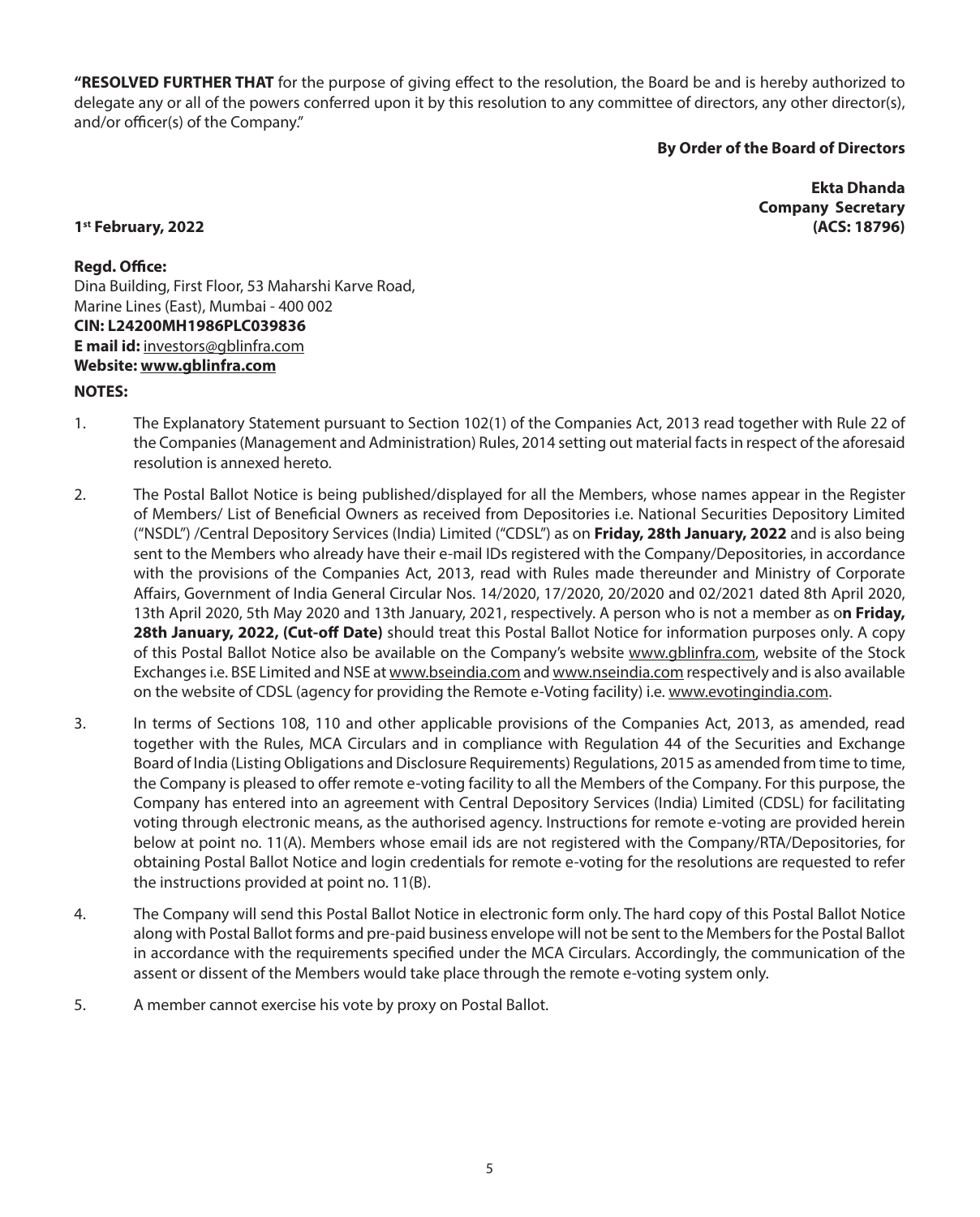**"RESOLVED FURTHER THAT** for the purpose of giving effect to the resolution, the Board be and is hereby authorized to delegate any or all of the powers conferred upon it by this resolution to any committee of directors, any other director(s), and/or officer(s) of the Company."

**By Order of the Board of Directors**

**Ekta Dhanda**
**Company Secretary**
**(ACS: 18796)**

**1st February, 2022**

**Regd. Office:**
Dina Building, First Floor, 53 Maharshi Karve Road,
Marine Lines (East), Mumbai - 400 002
**CIN: L24200MH1986PLC039836**
**E mail id:** investors@gblinfra.com
**Website: www.gblinfra.com**

**NOTES:**

1. The Explanatory Statement pursuant to Section 102(1) of the Companies Act, 2013 read together with Rule 22 of the Companies (Management and Administration) Rules, 2014 setting out material facts in respect of the aforesaid resolution is annexed hereto.

2. The Postal Ballot Notice is being published/displayed for all the Members, whose names appear in the Register of Members/ List of Beneficial Owners as received from Depositories i.e. National Securities Depository Limited ("NSDL") /Central Depository Services (India) Limited ("CDSL") as on **Friday, 28th January, 2022** and is also being sent to the Members who already have their e-mail IDs registered with the Company/Depositories, in accordance with the provisions of the Companies Act, 2013, read with Rules made thereunder and Ministry of Corporate Affairs, Government of India General Circular Nos. 14/2020, 17/2020, 20/2020 and 02/2021 dated 8th April 2020, 13th April 2020, 5th May 2020 and 13th January, 2021, respectively. A person who is not a member as o**n Friday, 28th January, 2022, (Cut-off Date)** should treat this Postal Ballot Notice for information purposes only. A copy of this Postal Ballot Notice also be available on the Company's website www.gblinfra.com, website of the Stock Exchanges i.e. BSE Limited and NSE at www.bseindia.com and www.nseindia.com respectively and is also available on the website of CDSL (agency for providing the Remote e-Voting facility) i.e. www.evotingindia.com.

3. In terms of Sections 108, 110 and other applicable provisions of the Companies Act, 2013, as amended, read together with the Rules, MCA Circulars and in compliance with Regulation 44 of the Securities and Exchange Board of India (Listing Obligations and Disclosure Requirements) Regulations, 2015 as amended from time to time, the Company is pleased to offer remote e-voting facility to all the Members of the Company. For this purpose, the Company has entered into an agreement with Central Depository Services (India) Limited (CDSL) for facilitating voting through electronic means, as the authorised agency. Instructions for remote e-voting are provided herein below at point no. 11(A). Members whose email ids are not registered with the Company/RTA/Depositories, for obtaining Postal Ballot Notice and login credentials for remote e-voting for the resolutions are requested to refer the instructions provided at point no. 11(B).

4. The Company will send this Postal Ballot Notice in electronic form only. The hard copy of this Postal Ballot Notice along with Postal Ballot forms and pre-paid business envelope will not be sent to the Members for the Postal Ballot in accordance with the requirements specified under the MCA Circulars. Accordingly, the communication of the assent or dissent of the Members would take place through the remote e-voting system only.

5. A member cannot exercise his vote by proxy on Postal Ballot.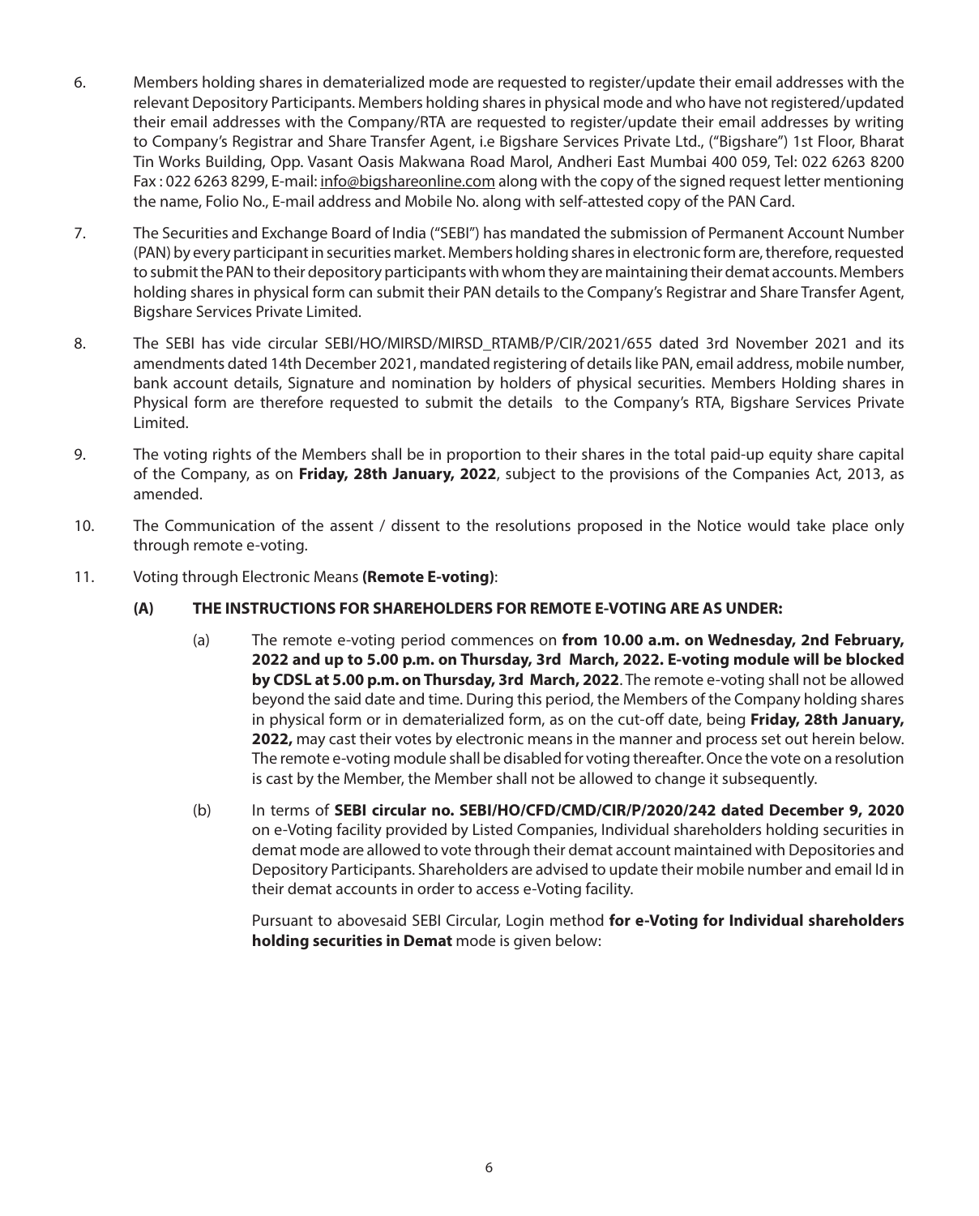6. Members holding shares in dematerialized mode are requested to register/update their email addresses with the relevant Depository Participants. Members holding shares in physical mode and who have not registered/updated their email addresses with the Company/RTA are requested to register/update their email addresses by writing to Company's Registrar and Share Transfer Agent, i.e Bigshare Services Private Ltd., ("Bigshare") 1st Floor, Bharat Tin Works Building, Opp. Vasant Oasis Makwana Road Marol, Andheri East Mumbai 400 059, Tel: 022 6263 8200 Fax : 022 6263 8299, E-mail: info@bigshareonline.com along with the copy of the signed request letter mentioning the name, Folio No., E-mail address and Mobile No. along with self-attested copy of the PAN Card.

7. The Securities and Exchange Board of India ("SEBI") has mandated the submission of Permanent Account Number (PAN) by every participant in securities market. Members holding shares in electronic form are, therefore, requested to submit the PAN to their depository participants with whom they are maintaining their demat accounts. Members holding shares in physical form can submit their PAN details to the Company's Registrar and Share Transfer Agent, Bigshare Services Private Limited.

8. The SEBI has vide circular SEBI/HO/MIRSD/MIRSD_RTAMB/P/CIR/2021/655 dated 3rd November 2021 and its amendments dated 14th December 2021, mandated registering of details like PAN, email address, mobile number, bank account details, Signature and nomination by holders of physical securities. Members Holding shares in Physical form are therefore requested to submit the details to the Company's RTA, Bigshare Services Private Limited.

9. The voting rights of the Members shall be in proportion to their shares in the total paid-up equity share capital of the Company, as on **Friday, 28th January, 2022**, subject to the provisions of the Companies Act, 2013, as amended.

10. The Communication of the assent / dissent to the resolutions proposed in the Notice would take place only through remote e-voting.

11. Voting through Electronic Means **(Remote E-voting)**:

**(A) THE INSTRUCTIONS FOR SHAREHOLDERS FOR REMOTE E-VOTING ARE AS UNDER:**

(a) The remote e-voting period commences on **from 10.00 a.m. on Wednesday, 2nd February, 2022 and up to 5.00 p.m. on Thursday, 3rd March, 2022. E-voting module will be blocked by CDSL at 5.00 p.m. on Thursday, 3rd March, 2022**. The remote e-voting shall not be allowed beyond the said date and time. During this period, the Members of the Company holding shares in physical form or in dematerialized form, as on the cut-off date, being **Friday, 28th January, 2022,** may cast their votes by electronic means in the manner and process set out herein below. The remote e-voting module shall be disabled for voting thereafter. Once the vote on a resolution is cast by the Member, the Member shall not be allowed to change it subsequently.

(b) In terms of **SEBI circular no. SEBI/HO/CFD/CMD/CIR/P/2020/242 dated December 9, 2020** on e-Voting facility provided by Listed Companies, Individual shareholders holding securities in demat mode are allowed to vote through their demat account maintained with Depositories and Depository Participants. Shareholders are advised to update their mobile number and email Id in their demat accounts in order to access e-Voting facility.

Pursuant to abovesaid SEBI Circular, Login method **for e-Voting for Individual shareholders holding securities in Demat** mode is given below: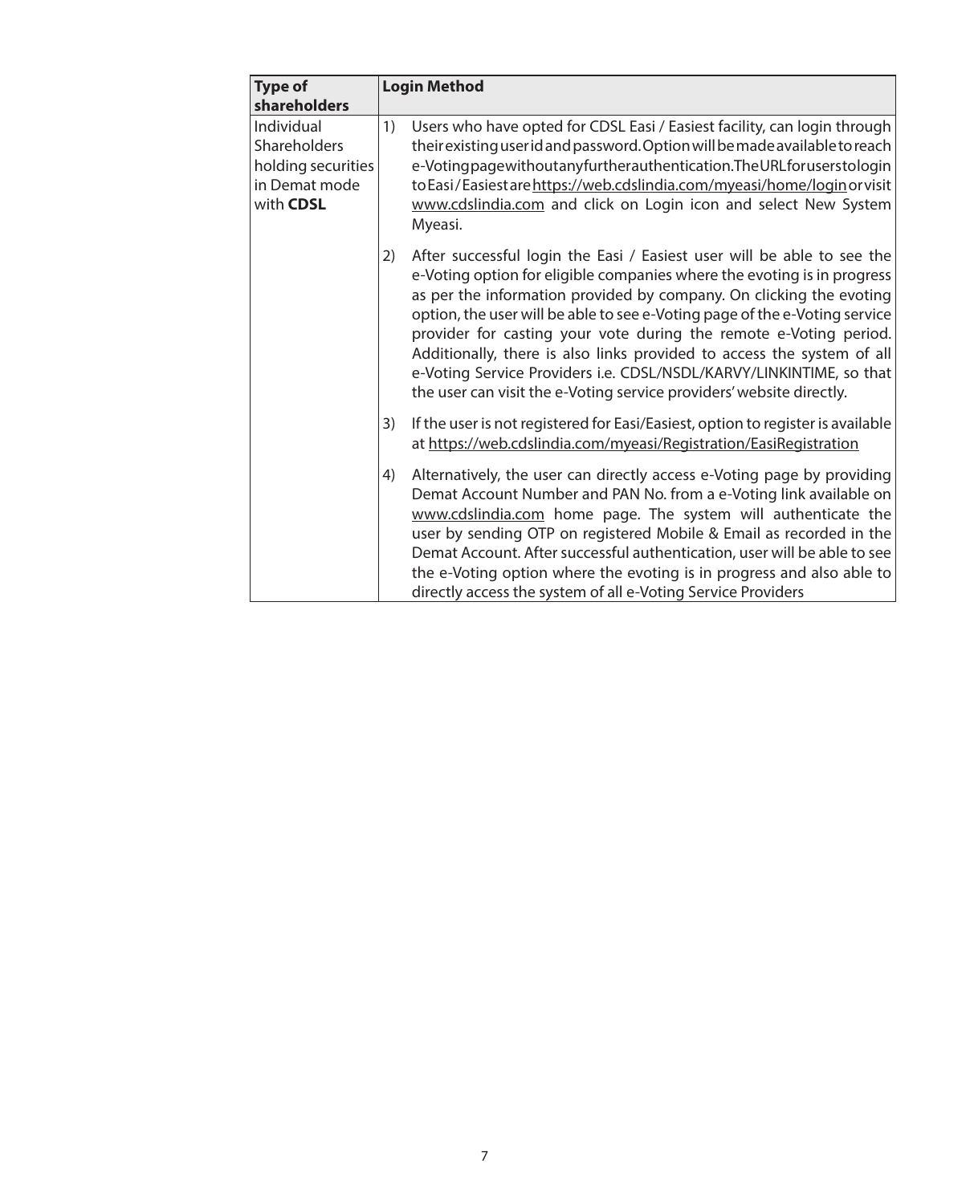| Type of shareholders | Login Method |
|---|---|
| Individual Shareholders holding securities in Demat mode with **CDSL** | 1) Users who have opted for CDSL Easi / Easiest facility, can login through their existing user id and password. Option will be made available to reach e-Voting page without any further authentication. The URL for users to login to Easi / Easiest are https://web.cdslindia.com/myeasi/home/login or visit www.cdslindia.com and click on Login icon and select New System Myeasi.<br><br>2) After successful login the Easi / Easiest user will be able to see the e-Voting option for eligible companies where the evoting is in progress as per the information provided by company. On clicking the evoting option, the user will be able to see e-Voting page of the e-Voting service provider for casting your vote during the remote e-Voting period. Additionally, there is also links provided to access the system of all e-Voting Service Providers i.e. CDSL/NSDL/KARVY/LINKINTIME, so that the user can visit the e-Voting service providers' website directly.<br><br>3) If the user is not registered for Easi/Easiest, option to register is available at https://web.cdslindia.com/myeasi/Registration/EasiRegistration<br><br>4) Alternatively, the user can directly access e-Voting page by providing Demat Account Number and PAN No. from a e-Voting link available on www.cdslindia.com home page. The system will authenticate the user by sending OTP on registered Mobile & Email as recorded in the Demat Account. After successful authentication, user will be able to see the e-Voting option where the evoting is in progress and also able to directly access the system of all e-Voting Service Providers |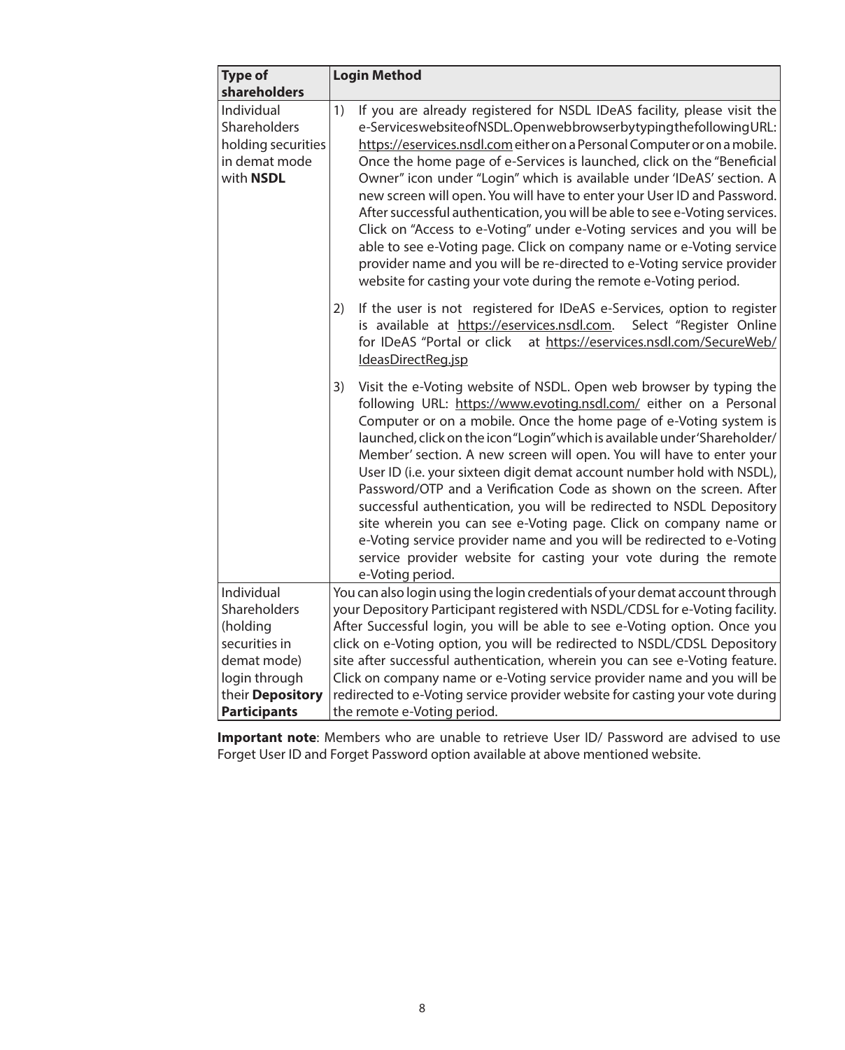| **Type of shareholders** | **Login Method** |
|---|---|
| Individual Shareholders holding securities in demat mode with **NSDL** | 1) If you are already registered for NSDL IDeAS facility, please visit the e-Services website of NSDL. Open web browser by typing the following URL: https://eservices.nsdl.com either on a Personal Computer or on a mobile. Once the home page of e-Services is launched, click on the "Beneficial Owner" icon under "Login" which is available under 'IDeAS' section. A new screen will open. You will have to enter your User ID and Password. After successful authentication, you will be able to see e-Voting services. Click on "Access to e-Voting" under e-Voting services and you will be able to see e-Voting page. Click on company name or e-Voting service provider name and you will be re-directed to e-Voting service provider website for casting your vote during the remote e-Voting period.<br><br>2) If the user is not registered for IDeAS e-Services, option to register is available at https://eservices.nsdl.com. Select "Register Online for IDeAS "Portal or click at https://eservices.nsdl.com/SecureWeb/IdeasDirectReg.jsp<br><br>3) Visit the e-Voting website of NSDL. Open web browser by typing the following URL: https://www.evoting.nsdl.com/ either on a Personal Computer or on a mobile. Once the home page of e-Voting system is launched, click on the icon "Login" which is available under 'Shareholder/Member' section. A new screen will open. You will have to enter your User ID (i.e. your sixteen digit demat account number hold with NSDL), Password/OTP and a Verification Code as shown on the screen. After successful authentication, you will be redirected to NSDL Depository site wherein you can see e-Voting page. Click on company name or e-Voting service provider name and you will be redirected to e-Voting service provider website for casting your vote during the remote e-Voting period. |
| Individual Shareholders (holding securities in demat mode) login through their **Depository Participants** | You can also login using the login credentials of your demat account through your Depository Participant registered with NSDL/CDSL for e-Voting facility. After Successful login, you will be able to see e-Voting option. Once you click on e-Voting option, you will be redirected to NSDL/CDSL Depository site after successful authentication, wherein you can see e-Voting feature. Click on company name or e-Voting service provider name and you will be redirected to e-Voting service provider website for casting your vote during the remote e-Voting period. |

**Important note**: Members who are unable to retrieve User ID/ Password are advised to use Forget User ID and Forget Password option available at above mentioned website.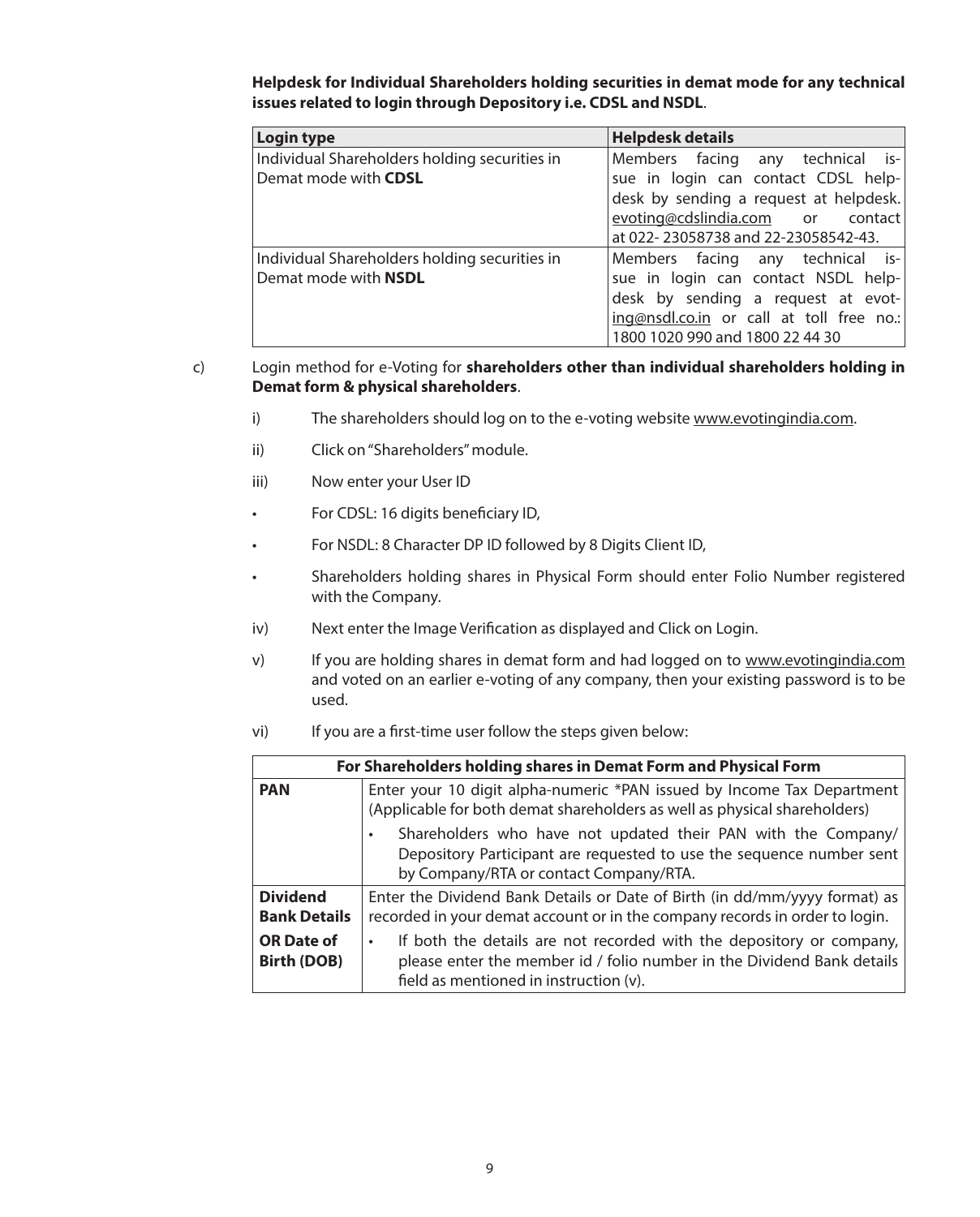**Helpdesk for Individual Shareholders holding securities in demat mode for any technical issues related to login through Depository i.e. CDSL and NSDL**.

| **Login type** | **Helpdesk details** |
| --- | --- |
| Individual Shareholders holding securities in Demat mode with **CDSL** | Members facing any technical issue in login can contact CDSL helpdesk by sending a request at helpdesk.evoting@cdslindia.com or contact at 022- 23058738 and 22-23058542-43. |
| Individual Shareholders holding securities in Demat mode with **NSDL** | Members facing any technical issue in login can contact NSDL helpdesk by sending a request at evoting@nsdl.co.in or call at toll free no.: 1800 1020 990 and 1800 22 44 30 |

c) Login method for e-Voting for **shareholders other than individual shareholders holding in Demat form & physical shareholders**.

i) The shareholders should log on to the e-voting website www.evotingindia.com.

ii) Click on "Shareholders" module.

iii) Now enter your User ID

- For CDSL: 16 digits beneficiary ID,
- For NSDL: 8 Character DP ID followed by 8 Digits Client ID,
- Shareholders holding shares in Physical Form should enter Folio Number registered with the Company.

iv) Next enter the Image Verification as displayed and Click on Login.

v) If you are holding shares in demat form and had logged on to www.evotingindia.com and voted on an earlier e-voting of any company, then your existing password is to be used.

vi) If you are a first-time user follow the steps given below:

| **For Shareholders holding shares in Demat Form and Physical Form** | |
| --- | --- |
| **PAN** | Enter your 10 digit alpha-numeric *PAN issued by Income Tax Department (Applicable for both demat shareholders as well as physical shareholders)<br>• Shareholders who have not updated their PAN with the Company/ Depository Participant are requested to use the sequence number sent by Company/RTA or contact Company/RTA. |
| **Dividend Bank Details OR Date of Birth (DOB)** | Enter the Dividend Bank Details or Date of Birth (in dd/mm/yyyy format) as recorded in your demat account or in the company records in order to login.<br>• If both the details are not recorded with the depository or company, please enter the member id / folio number in the Dividend Bank details field as mentioned in instruction (v). |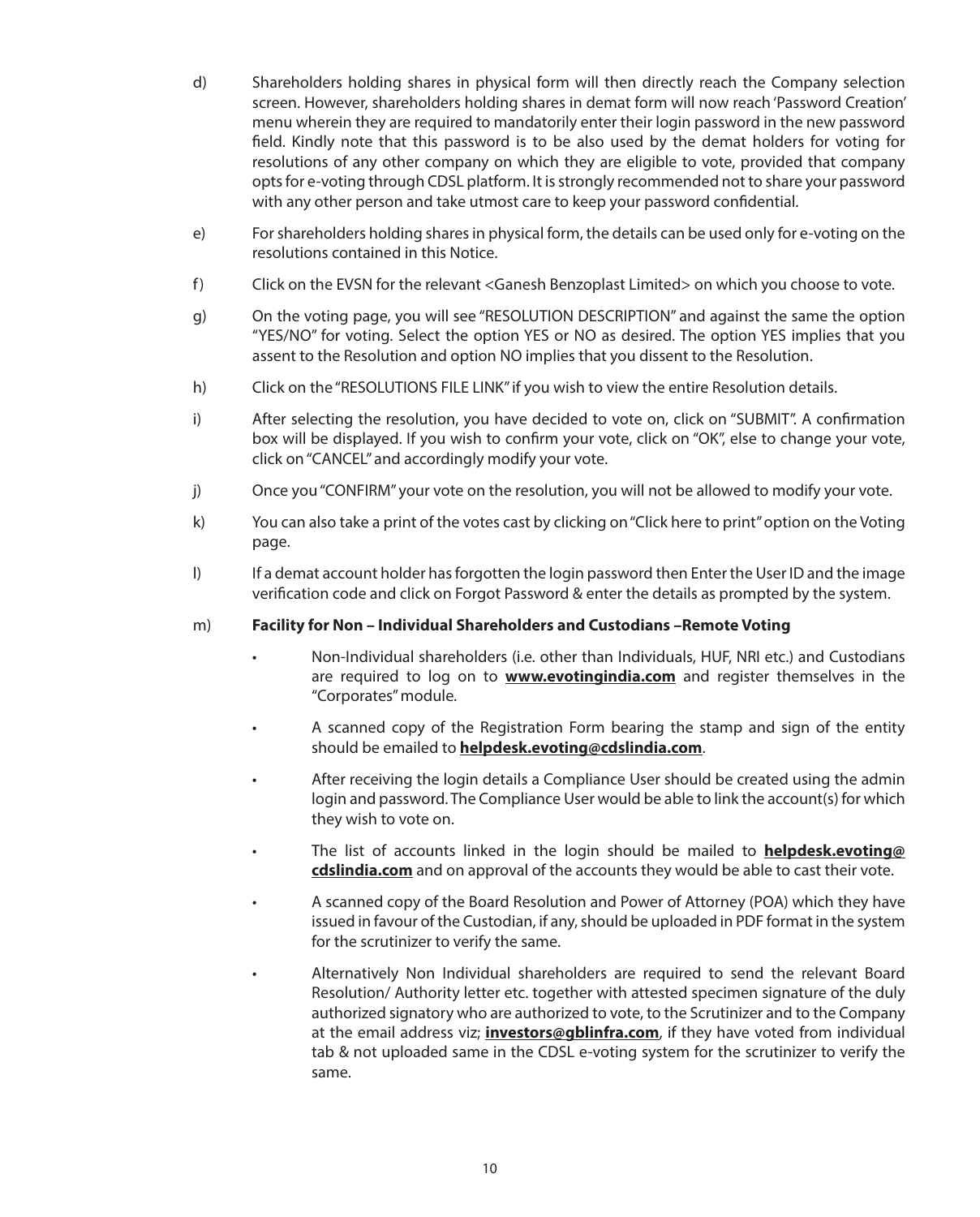d) Shareholders holding shares in physical form will then directly reach the Company selection screen. However, shareholders holding shares in demat form will now reach 'Password Creation' menu wherein they are required to mandatorily enter their login password in the new password field. Kindly note that this password is to be also used by the demat holders for voting for resolutions of any other company on which they are eligible to vote, provided that company opts for e-voting through CDSL platform. It is strongly recommended not to share your password with any other person and take utmost care to keep your password confidential.

e) For shareholders holding shares in physical form, the details can be used only for e-voting on the resolutions contained in this Notice.

f) Click on the EVSN for the relevant <Ganesh Benzoplast Limited> on which you choose to vote.

g) On the voting page, you will see "RESOLUTION DESCRIPTION" and against the same the option "YES/NO" for voting. Select the option YES or NO as desired. The option YES implies that you assent to the Resolution and option NO implies that you dissent to the Resolution.

h) Click on the "RESOLUTIONS FILE LINK" if you wish to view the entire Resolution details.

i) After selecting the resolution, you have decided to vote on, click on "SUBMIT". A confirmation box will be displayed. If you wish to confirm your vote, click on "OK", else to change your vote, click on "CANCEL" and accordingly modify your vote.

j) Once you "CONFIRM" your vote on the resolution, you will not be allowed to modify your vote.

k) You can also take a print of the votes cast by clicking on "Click here to print" option on the Voting page.

l) If a demat account holder has forgotten the login password then Enter the User ID and the image verification code and click on Forgot Password & enter the details as prompted by the system.

m) **Facility for Non – Individual Shareholders and Custodians –Remote Voting**

- Non-Individual shareholders (i.e. other than Individuals, HUF, NRI etc.) and Custodians are required to log on to **www.evotingindia.com** and register themselves in the "Corporates" module.
- A scanned copy of the Registration Form bearing the stamp and sign of the entity should be emailed to **helpdesk.evoting@cdslindia.com**.
- After receiving the login details a Compliance User should be created using the admin login and password. The Compliance User would be able to link the account(s) for which they wish to vote on.
- The list of accounts linked in the login should be mailed to **helpdesk.evoting@cdslindia.com** and on approval of the accounts they would be able to cast their vote.
- A scanned copy of the Board Resolution and Power of Attorney (POA) which they have issued in favour of the Custodian, if any, should be uploaded in PDF format in the system for the scrutinizer to verify the same.
- Alternatively Non Individual shareholders are required to send the relevant Board Resolution/ Authority letter etc. together with attested specimen signature of the duly authorized signatory who are authorized to vote, to the Scrutinizer and to the Company at the email address viz; **investors@gblinfra.com**, if they have voted from individual tab & not uploaded same in the CDSL e-voting system for the scrutinizer to verify the same.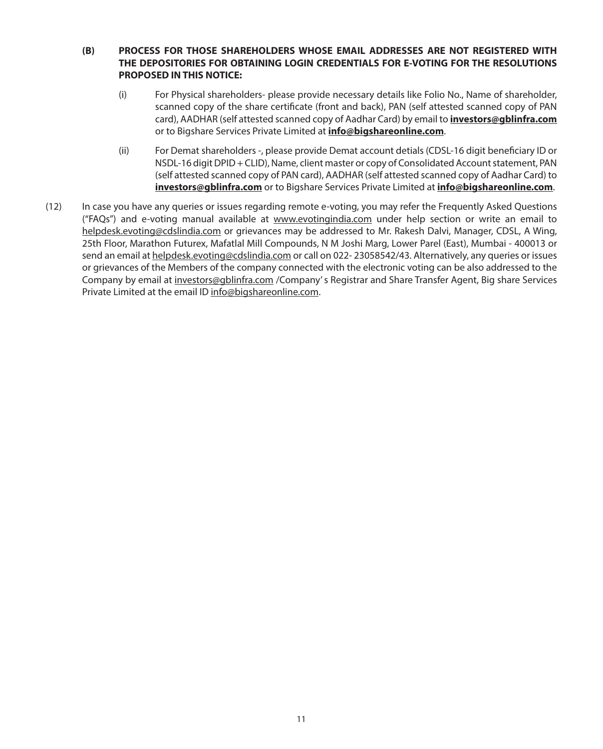**(B) PROCESS FOR THOSE SHAREHOLDERS WHOSE EMAIL ADDRESSES ARE NOT REGISTERED WITH THE DEPOSITORIES FOR OBTAINING LOGIN CREDENTIALS FOR E-VOTING FOR THE RESOLUTIONS PROPOSED IN THIS NOTICE:**

(i) For Physical shareholders- please provide necessary details like Folio No., Name of shareholder, scanned copy of the share certificate (front and back), PAN (self attested scanned copy of PAN card), AADHAR (self attested scanned copy of Aadhar Card) by email to **investors@gblinfra.com** or to Bigshare Services Private Limited at **info@bigshareonline.com**.

(ii) For Demat shareholders -, please provide Demat account detials (CDSL-16 digit beneficiary ID or NSDL-16 digit DPID + CLID), Name, client master or copy of Consolidated Account statement, PAN (self attested scanned copy of PAN card), AADHAR (self attested scanned copy of Aadhar Card) to **investors@gblinfra.com** or to Bigshare Services Private Limited at **info@bigshareonline.com**.

(12) In case you have any queries or issues regarding remote e-voting, you may refer the Frequently Asked Questions ("FAQs") and e-voting manual available at www.evotingindia.com under help section or write an email to helpdesk.evoting@cdslindia.com or grievances may be addressed to Mr. Rakesh Dalvi, Manager, CDSL, A Wing, 25th Floor, Marathon Futurex, Mafatlal Mill Compounds, N M Joshi Marg, Lower Parel (East), Mumbai - 400013 or send an email at helpdesk.evoting@cdslindia.com or call on 022- 23058542/43. Alternatively, any queries or issues or grievances of the Members of the company connected with the electronic voting can be also addressed to the Company by email at investors@gblinfra.com /Company' s Registrar and Share Transfer Agent, Big share Services Private Limited at the email ID info@bigshareonline.com.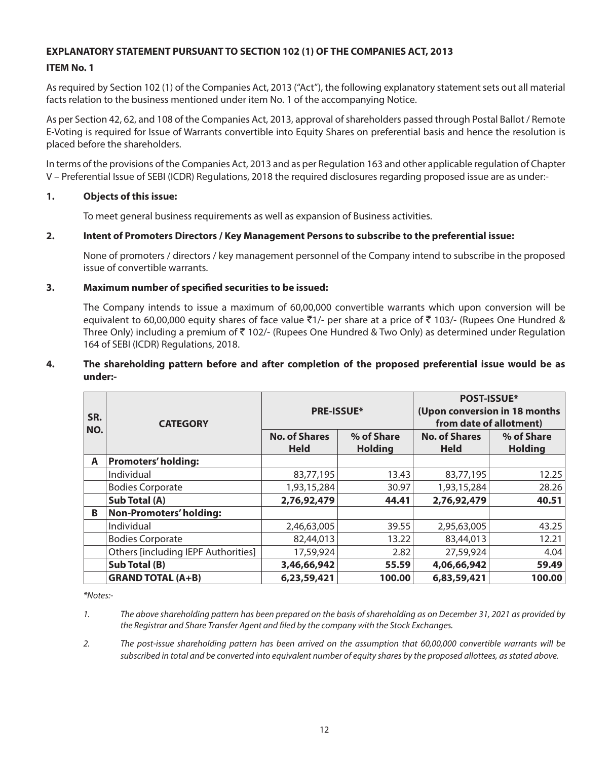**EXPLANATORY STATEMENT PURSUANT TO SECTION 102 (1) OF THE COMPANIES ACT, 2013**

**ITEM No. 1**

As required by Section 102 (1) of the Companies Act, 2013 ("Act"), the following explanatory statement sets out all material facts relation to the business mentioned under item No. 1 of the accompanying Notice.

As per Section 42, 62, and 108 of the Companies Act, 2013, approval of shareholders passed through Postal Ballot / Remote E-Voting is required for Issue of Warrants convertible into Equity Shares on preferential basis and hence the resolution is placed before the shareholders.

In terms of the provisions of the Companies Act, 2013 and as per Regulation 163 and other applicable regulation of Chapter V – Preferential Issue of SEBI (ICDR) Regulations, 2018 the required disclosures regarding proposed issue are as under:-

**1. Objects of this issue:**

To meet general business requirements as well as expansion of Business activities.

**2. Intent of Promoters Directors / Key Management Persons to subscribe to the preferential issue:**

None of promoters / directors / key management personnel of the Company intend to subscribe in the proposed issue of convertible warrants.

**3. Maximum number of specified securities to be issued:**

The Company intends to issue a maximum of 60,00,000 convertible warrants which upon conversion will be equivalent to 60,00,000 equity shares of face value ₹1/- per share at a price of ₹ 103/- (Rupees One Hundred & Three Only) including a premium of ₹ 102/- (Rupees One Hundred & Two Only) as determined under Regulation 164 of SEBI (ICDR) Regulations, 2018.

**4. The shareholding pattern before and after completion of the proposed preferential issue would be as under:-**

| SR. NO. | CATEGORY | PRE-ISSUE* | | POST-ISSUE* (Upon conversion in 18 months from date of allotment) | |
|---|---|---|---|---|---|
| | | No. of Shares Held | % of Share Holding | No. of Shares Held | % of Share Holding |
| **A** | **Promoters' holding:** | | | | |
| | Individual | 83,77,195 | 13.43 | 83,77,195 | 12.25 |
| | Bodies Corporate | 1,93,15,284 | 30.97 | 1,93,15,284 | 28.26 |
| | **Sub Total (A)** | **2,76,92,479** | **44.41** | **2,76,92,479** | **40.51** |
| **B** | **Non-Promoters' holding:** | | | | |
| | Individual | 2,46,63,005 | 39.55 | 2,95,63,005 | 43.25 |
| | Bodies Corporate | 82,44,013 | 13.22 | 83,44,013 | 12.21 |
| | Others [including IEPF Authorities] | 17,59,924 | 2.82 | 27,59,924 | 4.04 |
| | **Sub Total (B)** | **3,46,66,942** | **55.59** | **4,06,66,942** | **59.49** |
| | **GRAND TOTAL (A+B)** | **6,23,59,421** | **100.00** | **6,83,59,421** | **100.00** |

*\*Notes:-*

1. *The above shareholding pattern has been prepared on the basis of shareholding as on December 31, 2021 as provided by the Registrar and Share Transfer Agent and filed by the company with the Stock Exchanges.*

2. *The post-issue shareholding pattern has been arrived on the assumption that 60,00,000 convertible warrants will be subscribed in total and be converted into equivalent number of equity shares by the proposed allottees, as stated above.*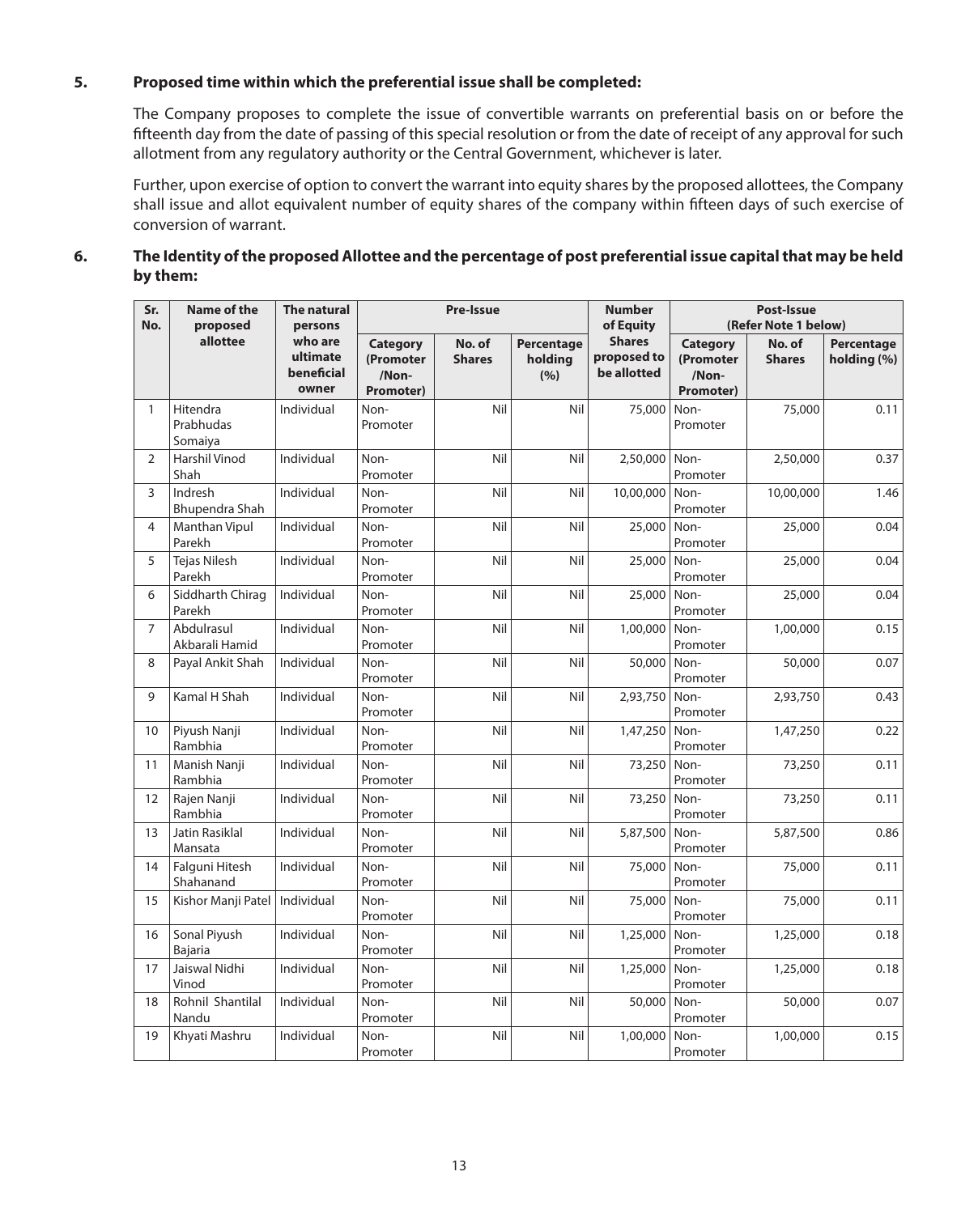**5. Proposed time within which the preferential issue shall be completed:**

The Company proposes to complete the issue of convertible warrants on preferential basis on or before the fifteenth day from the date of passing of this special resolution or from the date of receipt of any approval for such allotment from any regulatory authority or the Central Government, whichever is later.

Further, upon exercise of option to convert the warrant into equity shares by the proposed allottees, the Company shall issue and allot equivalent number of equity shares of the company within fifteen days of such exercise of conversion of warrant.

**6. The Identity of the proposed Allottee and the percentage of post preferential issue capital that may be held by them:**

| Sr. No. | Name of the proposed allottee | The natural persons who are ultimate beneficial owner | Pre-Issue | | | Number of Equity Shares proposed to be allotted | Post-Issue (Refer Note 1 below) | | |
|---|---|---|---|---|---|---|---|---|---|
| | | | Category (Promoter /Non-Promoter) | No. of Shares | Percentage holding (%) | | Category (Promoter /Non-Promoter) | No. of Shares | Percentage holding (%) |
| 1 | Hitendra Prabhudas Somaiya | Individual | Non-Promoter | Nil | Nil | 75,000 | Non-Promoter | 75,000 | 0.11 |
| 2 | Harshil Vinod Shah | Individual | Non-Promoter | Nil | Nil | 2,50,000 | Non-Promoter | 2,50,000 | 0.37 |
| 3 | Indresh Bhupendra Shah | Individual | Non-Promoter | Nil | Nil | 10,00,000 | Non-Promoter | 10,00,000 | 1.46 |
| 4 | Manthan Vipul Parekh | Individual | Non-Promoter | Nil | Nil | 25,000 | Non-Promoter | 25,000 | 0.04 |
| 5 | Tejas Nilesh Parekh | Individual | Non-Promoter | Nil | Nil | 25,000 | Non-Promoter | 25,000 | 0.04 |
| 6 | Siddharth Chirag Parekh | Individual | Non-Promoter | Nil | Nil | 25,000 | Non-Promoter | 25,000 | 0.04 |
| 7 | Abdulrasul Akbarali Hamid | Individual | Non-Promoter | Nil | Nil | 1,00,000 | Non-Promoter | 1,00,000 | 0.15 |
| 8 | Payal Ankit Shah | Individual | Non-Promoter | Nil | Nil | 50,000 | Non-Promoter | 50,000 | 0.07 |
| 9 | Kamal H Shah | Individual | Non-Promoter | Nil | Nil | 2,93,750 | Non-Promoter | 2,93,750 | 0.43 |
| 10 | Piyush Nanji Rambhia | Individual | Non-Promoter | Nil | Nil | 1,47,250 | Non-Promoter | 1,47,250 | 0.22 |
| 11 | Manish Nanji Rambhia | Individual | Non-Promoter | Nil | Nil | 73,250 | Non-Promoter | 73,250 | 0.11 |
| 12 | Rajen Nanji Rambhia | Individual | Non-Promoter | Nil | Nil | 73,250 | Non-Promoter | 73,250 | 0.11 |
| 13 | Jatin Rasiklal Mansata | Individual | Non-Promoter | Nil | Nil | 5,87,500 | Non-Promoter | 5,87,500 | 0.86 |
| 14 | Falguni Hitesh Shahanand | Individual | Non-Promoter | Nil | Nil | 75,000 | Non-Promoter | 75,000 | 0.11 |
| 15 | Kishor Manji Patel | Individual | Non-Promoter | Nil | Nil | 75,000 | Non-Promoter | 75,000 | 0.11 |
| 16 | Sonal Piyush Bajaria | Individual | Non-Promoter | Nil | Nil | 1,25,000 | Non-Promoter | 1,25,000 | 0.18 |
| 17 | Jaiswal Nidhi Vinod | Individual | Non-Promoter | Nil | Nil | 1,25,000 | Non-Promoter | 1,25,000 | 0.18 |
| 18 | Rohnil Shantilal Nandu | Individual | Non-Promoter | Nil | Nil | 50,000 | Non-Promoter | 50,000 | 0.07 |
| 19 | Khyati Mashru | Individual | Non-Promoter | Nil | Nil | 1,00,000 | Non-Promoter | 1,00,000 | 0.15 |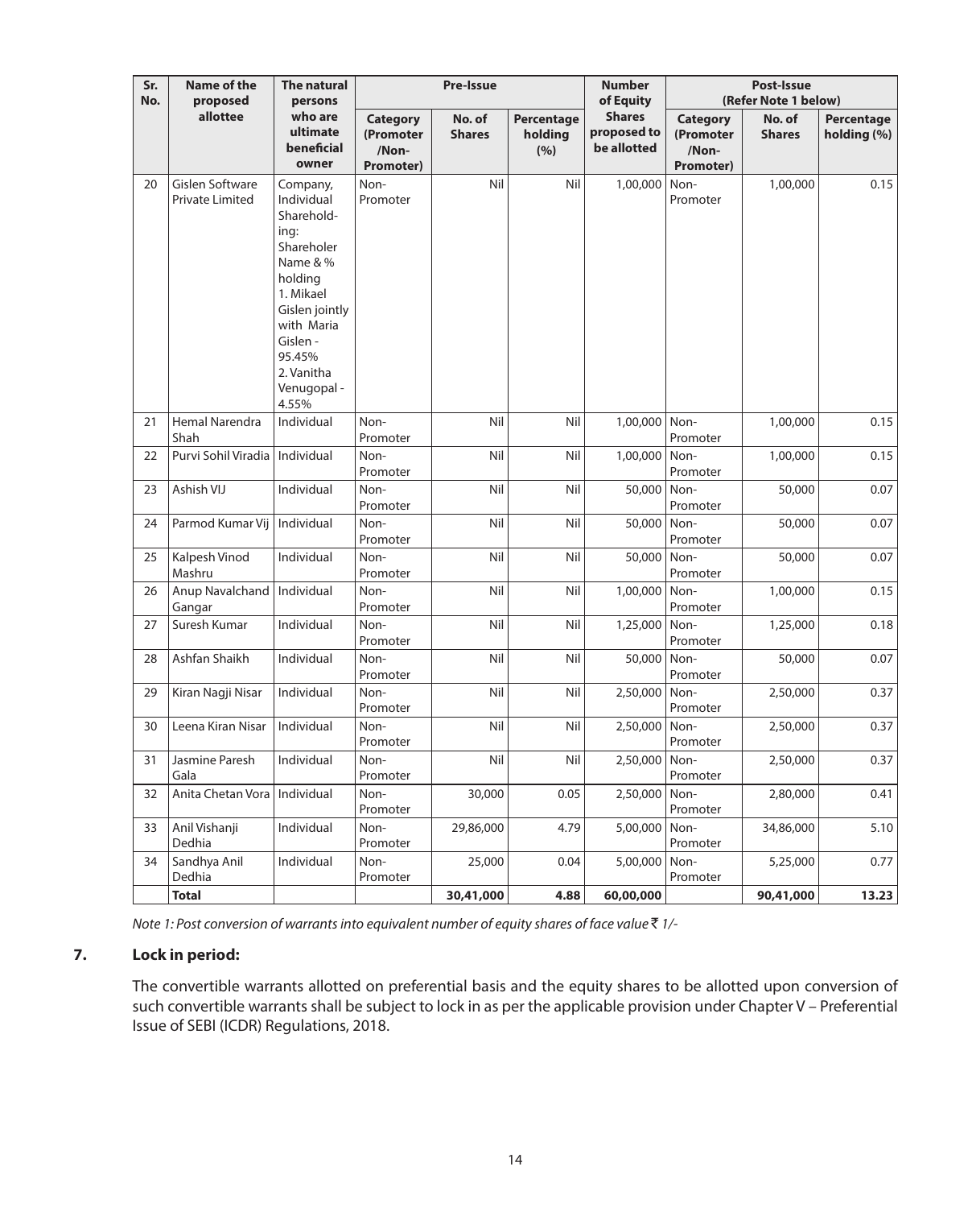| Sr. No. | Name of the proposed allottee | The natural persons who are ultimate beneficial owner | Pre-Issue | | | Number of Equity Shares proposed to be allotted | Post-Issue (Refer Note 1 below) | | |
|---|---|---|---|---|---|---|---|---|---|
| | | | Category (Promoter /Non-Promoter) | No. of Shares | Percentage holding (%) | | Category (Promoter /Non-Promoter) | No. of Shares | Percentage holding (%) |
| 20 | Gislen Software Private Limited | Company, Individual Shareholding: Shareholer Name & % holding 1. Mikael Gislen jointly with Maria Gislen - 95.45% 2. Vanitha Venugopal - 4.55% | Non-Promoter | Nil | Nil | 1,00,000 | Non-Promoter | 1,00,000 | 0.15 |
| 21 | Hemal Narendra Shah | Individual | Non-Promoter | Nil | Nil | 1,00,000 | Non-Promoter | 1,00,000 | 0.15 |
| 22 | Purvi Sohil Viradia | Individual | Non-Promoter | Nil | Nil | 1,00,000 | Non-Promoter | 1,00,000 | 0.15 |
| 23 | Ashish VIJ | Individual | Non-Promoter | Nil | Nil | 50,000 | Non-Promoter | 50,000 | 0.07 |
| 24 | Parmod Kumar Vij | Individual | Non-Promoter | Nil | Nil | 50,000 | Non-Promoter | 50,000 | 0.07 |
| 25 | Kalpesh Vinod Mashru | Individual | Non-Promoter | Nil | Nil | 50,000 | Non-Promoter | 50,000 | 0.07 |
| 26 | Anup Navalchand Gangar | Individual | Non-Promoter | Nil | Nil | 1,00,000 | Non-Promoter | 1,00,000 | 0.15 |
| 27 | Suresh Kumar | Individual | Non-Promoter | Nil | Nil | 1,25,000 | Non-Promoter | 1,25,000 | 0.18 |
| 28 | Ashfan Shaikh | Individual | Non-Promoter | Nil | Nil | 50,000 | Non-Promoter | 50,000 | 0.07 |
| 29 | Kiran Nagji Nisar | Individual | Non-Promoter | Nil | Nil | 2,50,000 | Non-Promoter | 2,50,000 | 0.37 |
| 30 | Leena Kiran Nisar | Individual | Non-Promoter | Nil | Nil | 2,50,000 | Non-Promoter | 2,50,000 | 0.37 |
| 31 | Jasmine Paresh Gala | Individual | Non-Promoter | Nil | Nil | 2,50,000 | Non-Promoter | 2,50,000 | 0.37 |
| 32 | Anita Chetan Vora | Individual | Non-Promoter | 30,000 | 0.05 | 2,50,000 | Non-Promoter | 2,80,000 | 0.41 |
| 33 | Anil Vishanji Dedhia | Individual | Non-Promoter | 29,86,000 | 4.79 | 5,00,000 | Non-Promoter | 34,86,000 | 5.10 |
| 34 | Sandhya Anil Dedhia | Individual | Non-Promoter | 25,000 | 0.04 | 5,00,000 | Non-Promoter | 5,25,000 | 0.77 |
| | **Total** | | | **30,41,000** | **4.88** | **60,00,000** | | **90,41,000** | **13.23** |

*Note 1: Post conversion of warrants into equivalent number of equity shares of face value ₹ 1/-*

**7. Lock in period:**

The convertible warrants allotted on preferential basis and the equity shares to be allotted upon conversion of such convertible warrants shall be subject to lock in as per the applicable provision under Chapter V – Preferential Issue of SEBI (ICDR) Regulations, 2018.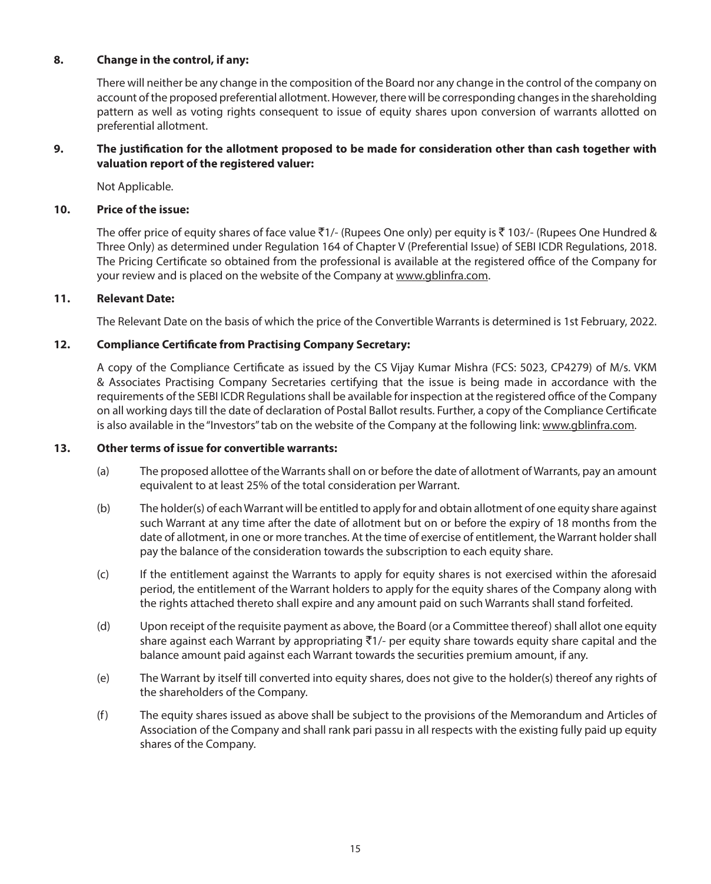**8. Change in the control, if any:**

There will neither be any change in the composition of the Board nor any change in the control of the company on account of the proposed preferential allotment. However, there will be corresponding changes in the shareholding pattern as well as voting rights consequent to issue of equity shares upon conversion of warrants allotted on preferential allotment.

**9. The justification for the allotment proposed to be made for consideration other than cash together with valuation report of the registered valuer:**

Not Applicable.

**10. Price of the issue:**

The offer price of equity shares of face value ₹1/- (Rupees One only) per equity is ₹ 103/- (Rupees One Hundred & Three Only) as determined under Regulation 164 of Chapter V (Preferential Issue) of SEBI ICDR Regulations, 2018. The Pricing Certificate so obtained from the professional is available at the registered office of the Company for your review and is placed on the website of the Company at www.gblinfra.com.

**11. Relevant Date:**

The Relevant Date on the basis of which the price of the Convertible Warrants is determined is 1st February, 2022.

**12. Compliance Certificate from Practising Company Secretary:**

A copy of the Compliance Certificate as issued by the CS Vijay Kumar Mishra (FCS: 5023, CP4279) of M/s. VKM & Associates Practising Company Secretaries certifying that the issue is being made in accordance with the requirements of the SEBI ICDR Regulations shall be available for inspection at the registered office of the Company on all working days till the date of declaration of Postal Ballot results. Further, a copy of the Compliance Certificate is also available in the "Investors" tab on the website of the Company at the following link: www.gblinfra.com.

**13. Other terms of issue for convertible warrants:**

(a) The proposed allottee of the Warrants shall on or before the date of allotment of Warrants, pay an amount equivalent to at least 25% of the total consideration per Warrant.

(b) The holder(s) of each Warrant will be entitled to apply for and obtain allotment of one equity share against such Warrant at any time after the date of allotment but on or before the expiry of 18 months from the date of allotment, in one or more tranches. At the time of exercise of entitlement, the Warrant holder shall pay the balance of the consideration towards the subscription to each equity share.

(c) If the entitlement against the Warrants to apply for equity shares is not exercised within the aforesaid period, the entitlement of the Warrant holders to apply for the equity shares of the Company along with the rights attached thereto shall expire and any amount paid on such Warrants shall stand forfeited.

(d) Upon receipt of the requisite payment as above, the Board (or a Committee thereof) shall allot one equity share against each Warrant by appropriating ₹1/- per equity share towards equity share capital and the balance amount paid against each Warrant towards the securities premium amount, if any.

(e) The Warrant by itself till converted into equity shares, does not give to the holder(s) thereof any rights of the shareholders of the Company.

(f) The equity shares issued as above shall be subject to the provisions of the Memorandum and Articles of Association of the Company and shall rank pari passu in all respects with the existing fully paid up equity shares of the Company.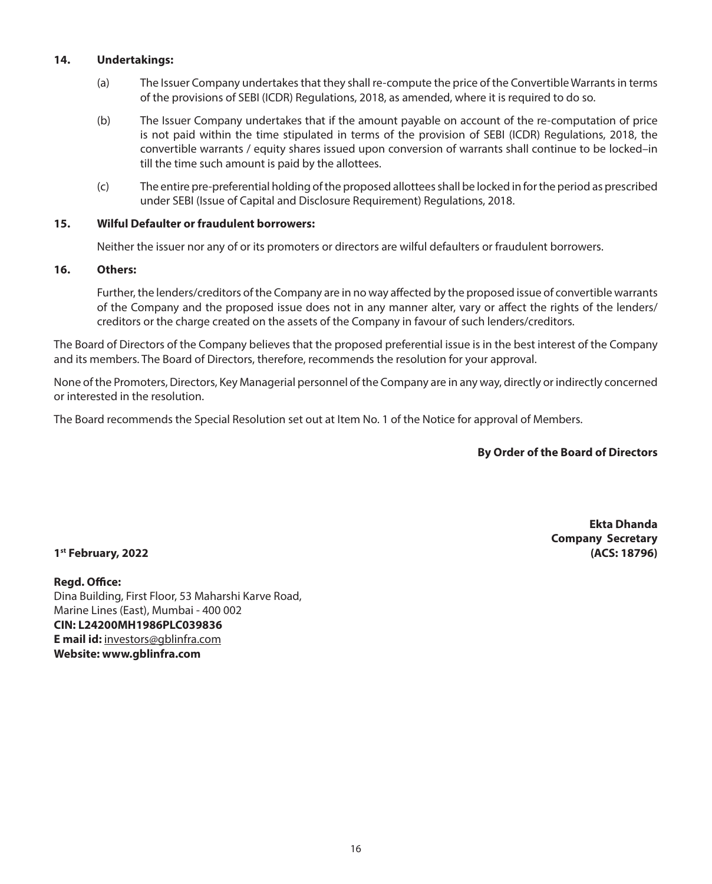**14. Undertakings:**

(a) The Issuer Company undertakes that they shall re-compute the price of the Convertible Warrants in terms of the provisions of SEBI (ICDR) Regulations, 2018, as amended, where it is required to do so.

(b) The Issuer Company undertakes that if the amount payable on account of the re-computation of price is not paid within the time stipulated in terms of the provision of SEBI (ICDR) Regulations, 2018, the convertible warrants / equity shares issued upon conversion of warrants shall continue to be locked–in till the time such amount is paid by the allottees.

(c) The entire pre-preferential holding of the proposed allottees shall be locked in for the period as prescribed under SEBI (Issue of Capital and Disclosure Requirement) Regulations, 2018.

**15. Wilful Defaulter or fraudulent borrowers:**

Neither the issuer nor any of or its promoters or directors are wilful defaulters or fraudulent borrowers.

**16. Others:**

Further, the lenders/creditors of the Company are in no way affected by the proposed issue of convertible warrants of the Company and the proposed issue does not in any manner alter, vary or affect the rights of the lenders/ creditors or the charge created on the assets of the Company in favour of such lenders/creditors.

The Board of Directors of the Company believes that the proposed preferential issue is in the best interest of the Company and its members. The Board of Directors, therefore, recommends the resolution for your approval.

None of the Promoters, Directors, Key Managerial personnel of the Company are in any way, directly or indirectly concerned or interested in the resolution.

The Board recommends the Special Resolution set out at Item No. 1 of the Notice for approval of Members.

**By Order of the Board of Directors**

**Ekta Dhanda**
**Company Secretary**
**(ACS: 18796)**

**1st February, 2022**

**Regd. Office:**
Dina Building, First Floor, 53 Maharshi Karve Road,
Marine Lines (East), Mumbai - 400 002
**CIN: L24200MH1986PLC039836**
**E mail id:** investors@gblinfra.com
**Website: www.gblinfra.com**